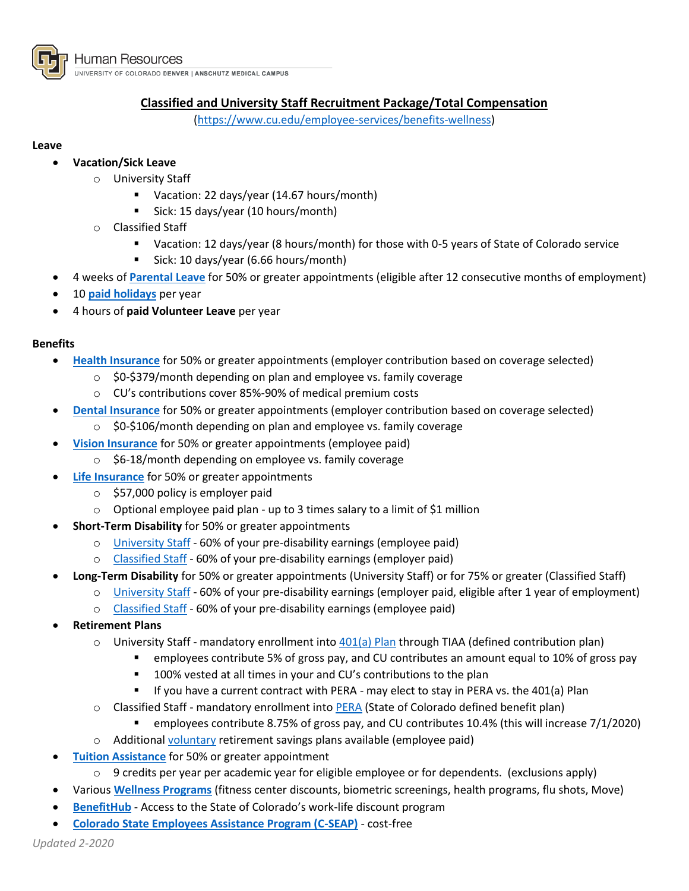Human Resources
UNIVERSITY OF COLORADO DENVER | ANSCHUTZ MEDICAL CAMPUS

# Classified and University Staff Recruitment Package/Total Compensation

(https://www.cu.edu/employee-services/benefits-wellness)

**Leave**

- **Vacation/Sick Leave**
  - University Staff
    - Vacation: 22 days/year (14.67 hours/month)
    - Sick: 15 days/year (10 hours/month)
  - Classified Staff
    - Vacation: 12 days/year (8 hours/month) for those with 0-5 years of State of Colorado service
    - Sick: 10 days/year (6.66 hours/month)
- 4 weeks of **Parental Leave** for 50% or greater appointments (eligible after 12 consecutive months of employment)
- 10 **paid holidays** per year
- 4 hours of **paid Volunteer Leave** per year

**Benefits**

- **Health Insurance** for 50% or greater appointments (employer contribution based on coverage selected)
  - $0-$379/month depending on plan and employee vs. family coverage
  - CU's contributions cover 85%-90% of medical premium costs
- **Dental Insurance** for 50% or greater appointments (employer contribution based on coverage selected)
  - $0-$106/month depending on plan and employee vs. family coverage
- **Vision Insurance** for 50% or greater appointments (employee paid)
  - $6-18/month depending on employee vs. family coverage
- **Life Insurance** for 50% or greater appointments
  - $57,000 policy is employer paid
  - Optional employee paid plan - up to 3 times salary to a limit of $1 million
- **Short-Term Disability** for 50% or greater appointments
  - University Staff - 60% of your pre-disability earnings (employee paid)
  - Classified Staff - 60% of your pre-disability earnings (employer paid)
- **Long-Term Disability** for 50% or greater appointments (University Staff) or for 75% or greater (Classified Staff)
  - University Staff - 60% of your pre-disability earnings (employer paid, eligible after 1 year of employment)
  - Classified Staff - 60% of your pre-disability earnings (employee paid)
- **Retirement Plans**
  - University Staff - mandatory enrollment into 401(a) Plan through TIAA (defined contribution plan)
    - employees contribute 5% of gross pay, and CU contributes an amount equal to 10% of gross pay
    - 100% vested at all times in your and CU's contributions to the plan
    - If you have a current contract with PERA - may elect to stay in PERA vs. the 401(a) Plan
  - Classified Staff - mandatory enrollment into PERA (State of Colorado defined benefit plan)
    - employees contribute 8.75% of gross pay, and CU contributes 10.4% (this will increase 7/1/2020)
  - Additional voluntary retirement savings plans available (employee paid)
- **Tuition Assistance** for 50% or greater appointment
  - 9 credits per year per academic year for eligible employee or for dependents. (exclusions apply)
- Various **Wellness Programs** (fitness center discounts, biometric screenings, health programs, flu shots, Move)
- **BenefitHub** - Access to the State of Colorado's work-life discount program
- **Colorado State Employees Assistance Program (C-SEAP)** - cost-free

*Updated 2-2020*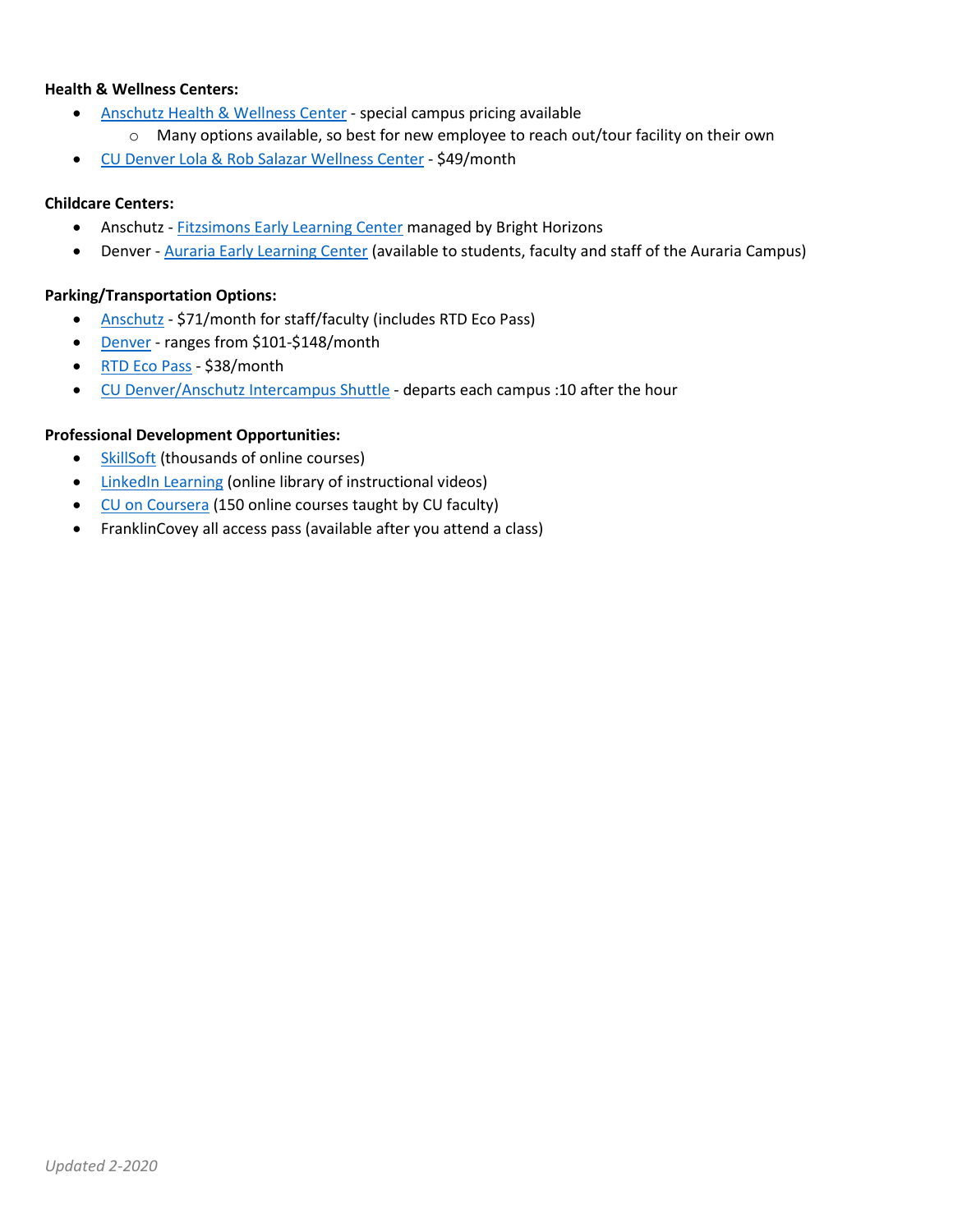**Health & Wellness Centers:**

- Anschutz Health & Wellness Center - special campus pricing available
  - Many options available, so best for new employee to reach out/tour facility on their own
- CU Denver Lola & Rob Salazar Wellness Center - $49/month

**Childcare Centers:**

- Anschutz - Fitzsimons Early Learning Center managed by Bright Horizons
- Denver - Auraria Early Learning Center (available to students, faculty and staff of the Auraria Campus)

**Parking/Transportation Options:**

- Anschutz - $71/month for staff/faculty (includes RTD Eco Pass)
- Denver - ranges from $101-$148/month
- RTD Eco Pass - $38/month
- CU Denver/Anschutz Intercampus Shuttle - departs each campus :10 after the hour

**Professional Development Opportunities:**

- SkillSoft (thousands of online courses)
- LinkedIn Learning (online library of instructional videos)
- CU on Coursera (150 online courses taught by CU faculty)
- FranklinCovey all access pass (available after you attend a class)

*Updated 2-2020*